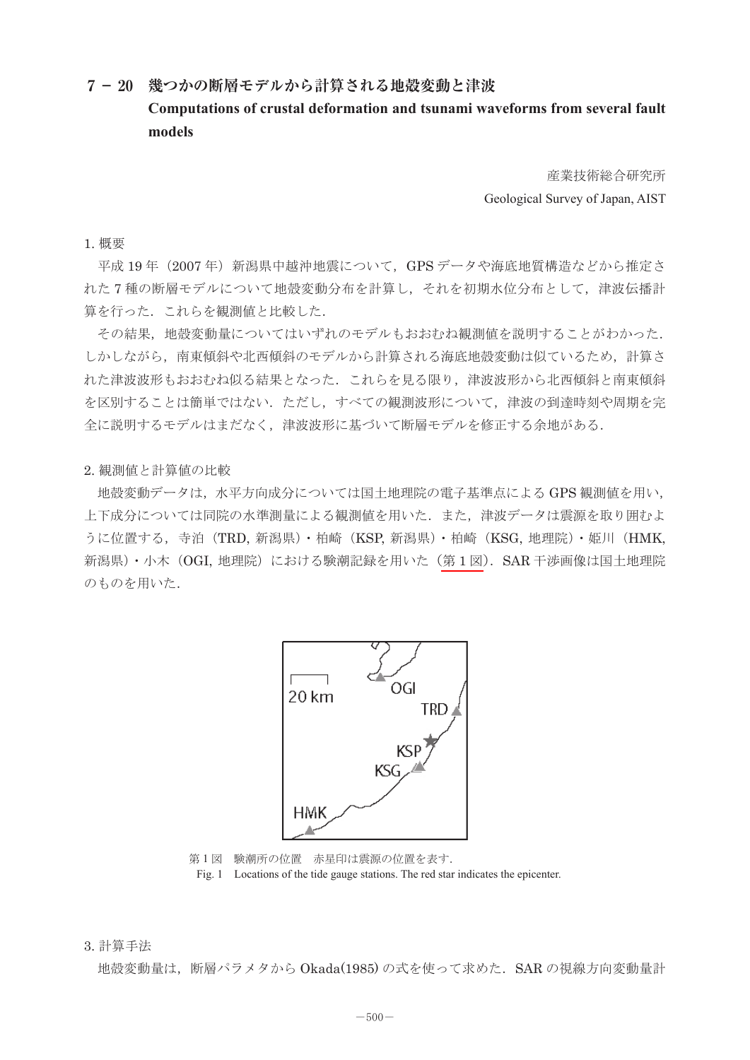# 7 − 20　幾つかの断層モデルから計算される地殻変動と津波

**Computations of crustal deformation and tsunami waveforms from several fault models**

産業技術総合研究所

Geological Survey of Japan, AIST

## 1. 概要

平成 19 年（2007 年）新潟県中越沖地震について，GPS データや海底地質構造などから推定された 7 種の断層モデルについて地殻変動分布を計算し，それを初期水位分布として，津波伝播計算を行った．これらを観測値と比較した．

その結果，地殻変動量についてはいずれのモデルもおおむね観測値を説明することがわかった．しかしながら，南東傾斜や北西傾斜のモデルから計算される海底地殻変動は似ているため，計算された津波波形もおおむね似る結果となった．これらを見る限り，津波波形から北西傾斜と南東傾斜を区別することは簡単ではない．ただし，すべての観測波形について，津波の到達時刻や周期を完全に説明するモデルはまだなく，津波波形に基づいて断層モデルを修正する余地がある．

## 2. 観測値と計算値の比較

地殻変動データは，水平方向成分については国土地理院の電子基準点による GPS 観測値を用い，上下成分については同院の水準測量による観測値を用いた．また，津波データは震源を取り囲むように位置する，寺泊（TRD, 新潟県）・柏崎（KSP, 新潟県）・柏崎（KSG, 地理院）・姫川（HMK, 新潟県）・小木（OGI, 地理院）における験潮記録を用いた（第 1 図）．SAR 干渉画像は国土地理院のものを用いた．

20 km

OGI

TRD

KSP

KSG

HMK

第 1 図　験潮所の位置　赤星印は震源の位置を表す．

Fig. 1　Locations of the tide gauge stations. The red star indicates the epicenter.

## 3. 計算手法

地殻変動量は，断層パラメタから Okada(1985) の式を使って求めた．SAR の視線方向変動量計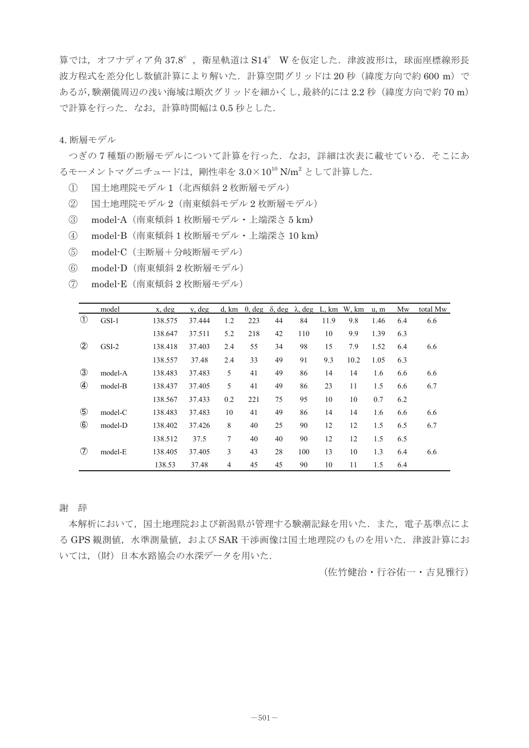算では，オフナディア角 37.8°，衛星軌道は S14° W を仮定した．津波波形は，球面座標線形長波方程式を差分化し数値計算により解いた．計算空間グリッドは 20 秒（緯度方向で約 600 m）であるが，験潮儀周辺の浅い海域は順次グリッドを細かくし，最終的には 2.2 秒（緯度方向で約 70 m）で計算を行った．なお，計算時間幅は 0.5 秒とした．

4. 断層モデル

つぎの 7 種類の断層モデルについて計算を行った．なお，詳細は次表に載せている．そこにあるモーメントマグニチュードは，剛性率を $3.0\times10^{10}$ N/m$^2$ として計算した．

① 国土地理院モデル 1（北西傾斜 2 枚断層モデル）
② 国土地理院モデル 2（南東傾斜モデル 2 枚断層モデル）
③ model-A（南東傾斜 1 枚断層モデル・上端深さ 5 km）
④ model-B（南東傾斜 1 枚断層モデル・上端深さ 10 km）
⑤ model-C（主断層＋分岐断層モデル）
⑥ model-D（南東傾斜 2 枚断層モデル）
⑦ model-E（南東傾斜 2 枚断層モデル）

| | model | x, deg | y, deg | d, km | θ, deg | δ, deg | λ, deg | L, km | W, km | u, m | Mw | total Mw |
|---|---|---|---|---|---|---|---|---|---|---|---|---|
| ① | GSI-1 | 138.575 | 37.444 | 1.2 | 223 | 44 | 84 | 11.9 | 9.8 | 1.46 | 6.4 | 6.6 |
| | | 138.647 | 37.511 | 5.2 | 218 | 42 | 110 | 10 | 9.9 | 1.39 | 6.3 | |
| ② | GSI-2 | 138.418 | 37.403 | 2.4 | 55 | 34 | 98 | 15 | 7.9 | 1.52 | 6.4 | 6.6 |
| | | 138.557 | 37.48 | 2.4 | 33 | 49 | 91 | 9.3 | 10.2 | 1.05 | 6.3 | |
| ③ | model-A | 138.483 | 37.483 | 5 | 41 | 49 | 86 | 14 | 14 | 1.6 | 6.6 | 6.6 |
| ④ | model-B | 138.437 | 37.405 | 5 | 41 | 49 | 86 | 23 | 11 | 1.5 | 6.6 | 6.7 |
| | | 138.567 | 37.433 | 0.2 | 221 | 75 | 95 | 10 | 10 | 0.7 | 6.2 | |
| ⑤ | model-C | 138.483 | 37.483 | 10 | 41 | 49 | 86 | 14 | 14 | 1.6 | 6.6 | 6.6 |
| ⑥ | model-D | 138.402 | 37.426 | 8 | 40 | 25 | 90 | 12 | 12 | 1.5 | 6.5 | 6.7 |
| | | 138.512 | 37.5 | 7 | 40 | 40 | 90 | 12 | 12 | 1.5 | 6.5 | |
| ⑦ | model-E | 138.405 | 37.405 | 3 | 43 | 28 | 100 | 13 | 10 | 1.3 | 6.4 | 6.6 |
| | | 138.53 | 37.48 | 4 | 45 | 45 | 90 | 10 | 11 | 1.5 | 6.4 | |

謝　辞

本解析において，国土地理院および新潟県が管理する験潮記録を用いた．また，電子基準点による GPS 観測値，水準測量値，および SAR 干渉画像は国土地理院のものを用いた．津波計算においては，（財）日本水路協会の水深データを用いた．

（佐竹健治・行谷佑一・吉見雅行）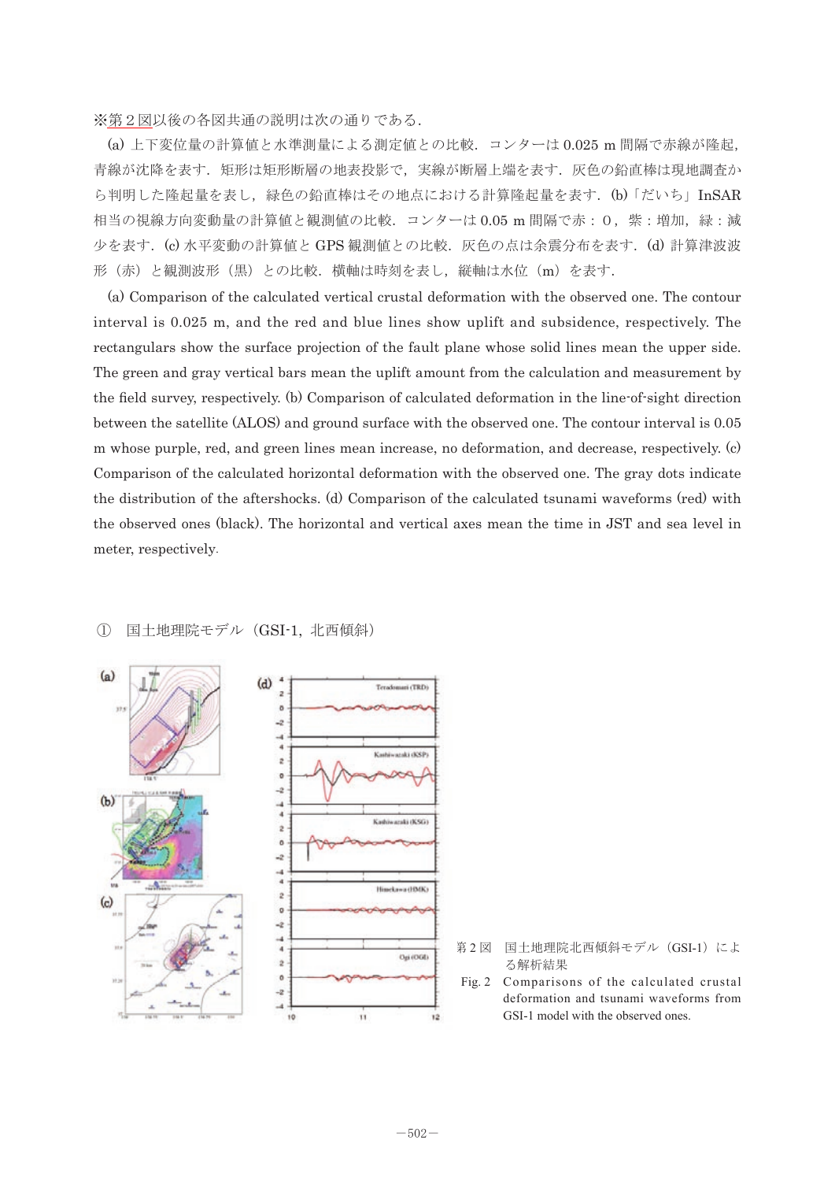※第２図以後の各図共通の説明は次の通りである．

(a) 上下変位量の計算値と水準測量による測定値との比較．コンターは 0.025 m 間隔で赤線が隆起，青線が沈降を表す．矩形は矩形断層の地表投影で，実線が断層上端を表す．灰色の鉛直棒は現地調査から判明した隆起量を表し，緑色の鉛直棒はその地点における計算隆起量を表す．(b)「だいち」InSAR 相当の視線方向変動量の計算値と観測値の比較．コンターは 0.05 m 間隔で赤：０，紫：増加，緑：減少を表す．(c) 水平変動の計算値と GPS 観測値との比較．灰色の点は余震分布を表す．(d) 計算津波波形（赤）と観測波形（黒）との比較．横軸は時刻を表し，縦軸は水位（m）を表す．

(a) Comparison of the calculated vertical crustal deformation with the observed one. The contour interval is 0.025 m, and the red and blue lines show uplift and subsidence, respectively. The rectangulars show the surface projection of the fault plane whose solid lines mean the upper side. The green and gray vertical bars mean the uplift amount from the calculation and measurement by the field survey, respectively. (b) Comparison of calculated deformation in the line-of-sight direction between the satellite (ALOS) and ground surface with the observed one. The contour interval is 0.05 m whose purple, red, and green lines mean increase, no deformation, and decrease, respectively. (c) Comparison of the calculated horizontal deformation with the observed one. The gray dots indicate the distribution of the aftershocks. (d) Comparison of the calculated tsunami waveforms (red) with the observed ones (black). The horizontal and vertical axes mean the time in JST and sea level in meter, respectively.

① 国土地理院モデル（GSI-1，北西傾斜）

(a)

(b)

(c)

(d)

Teradomari (TRD)

Kashiwazaki (KSP)

Kashiwazaki (KSG)

Himekawa (HMK)

Ogi (OGI)

4
2
0
-2
-4

10
11
12

第２図　国土地理院北西傾斜モデル（GSI-1）による解析結果

Fig. 2　Comparisons of the calculated crustal deformation and tsunami waveforms from GSI-1 model with the observed ones.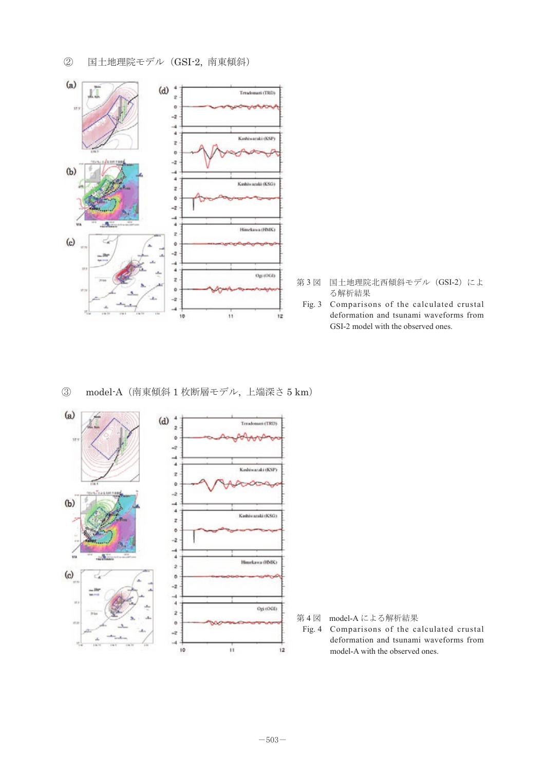② 国土地理院モデル（GSI-2, 南東傾斜）

(a)

(b)

(c)

(d)

Teradomari (TRD)

Kashiwazaki (KSP)

Kashiwazaki (KSG)

Himekawa (HMK)

Ogi (OGI)

10

11

12

第 3 図　国土地理院北西傾斜モデル（GSI-2）による解析結果

Fig. 3　Comparisons of the calculated crustal deformation and tsunami waveforms from GSI-2 model with the observed ones.

③ model-A（南東傾斜 1 枚断層モデル，上端深さ 5 km）

(a)

(b)

(c)

(d)

Teradomari (TRD)

Kashiwazaki (KSP)

Kashiwazaki (KSG)

Himekawa (HMK)

Ogi (OGI)

10

11

12

第 4 図　model-A による解析結果

Fig. 4　Comparisons of the calculated crustal deformation and tsunami waveforms from model-A with the observed ones.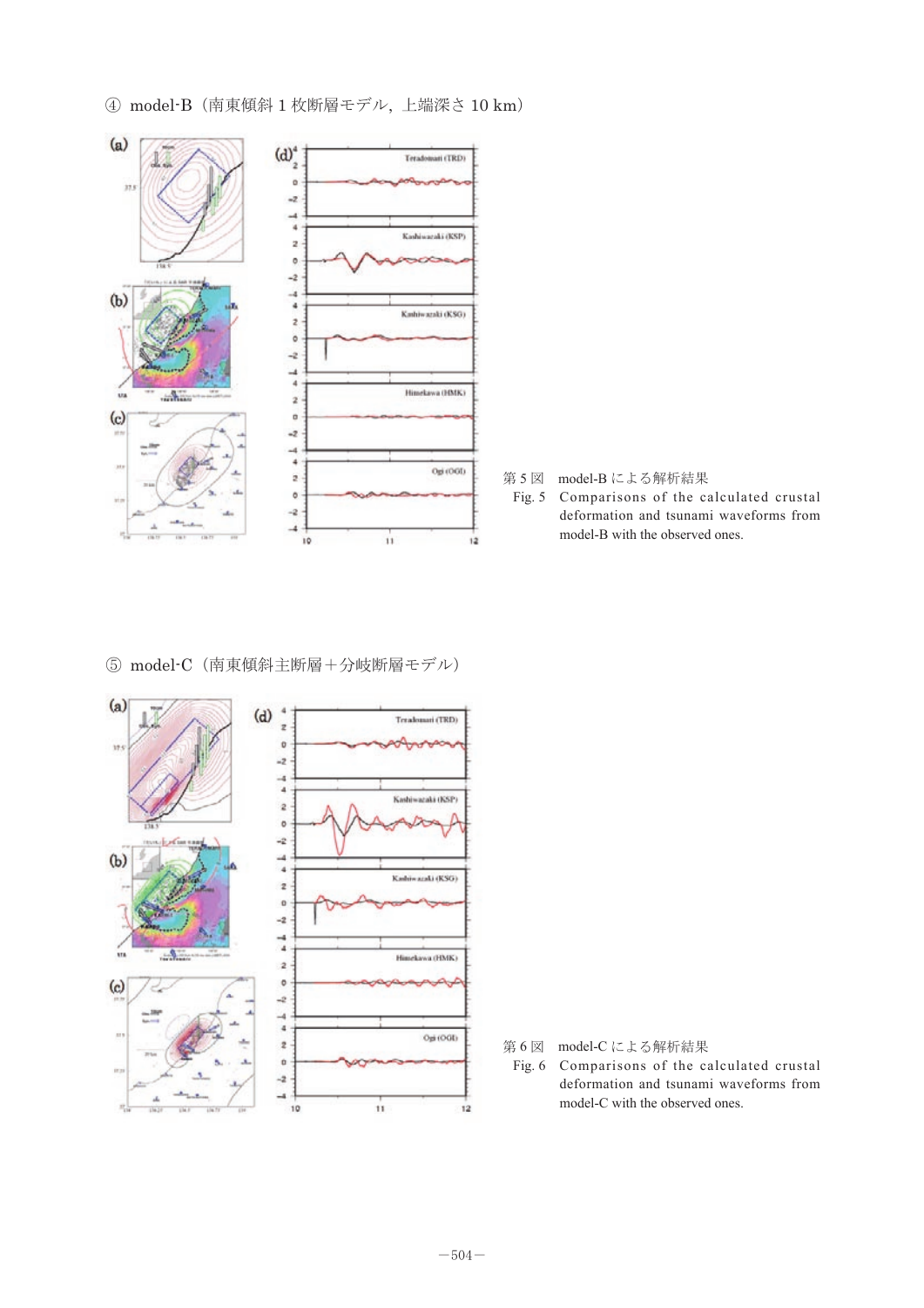④ model-B（南東傾斜 1 枚断層モデル，上端深さ 10 km）

(a)

(b)

(c)

(d)

Teradomari (TRD)

Kashiwazaki (KSP)

Kashiwazaki (KSG)

Himekawa (HMK)

Ogi (OGI)

10 11 12

第 5 図 model-B による解析結果

Fig. 5 Comparisons of the calculated crustal deformation and tsunami waveforms from model-B with the observed ones.

⑤ model-C（南東傾斜主断層＋分岐断層モデル）

(a)

(b)

(c)

(d)

Teradomari (TRD)

Kashiwazaki (KSP)

Kashiwazaki (KSG)

Himekawa (HMK)

Ogi (OGI)

10 11 12

第 6 図 model-C による解析結果

Fig. 6 Comparisons of the calculated crustal deformation and tsunami waveforms from model-C with the observed ones.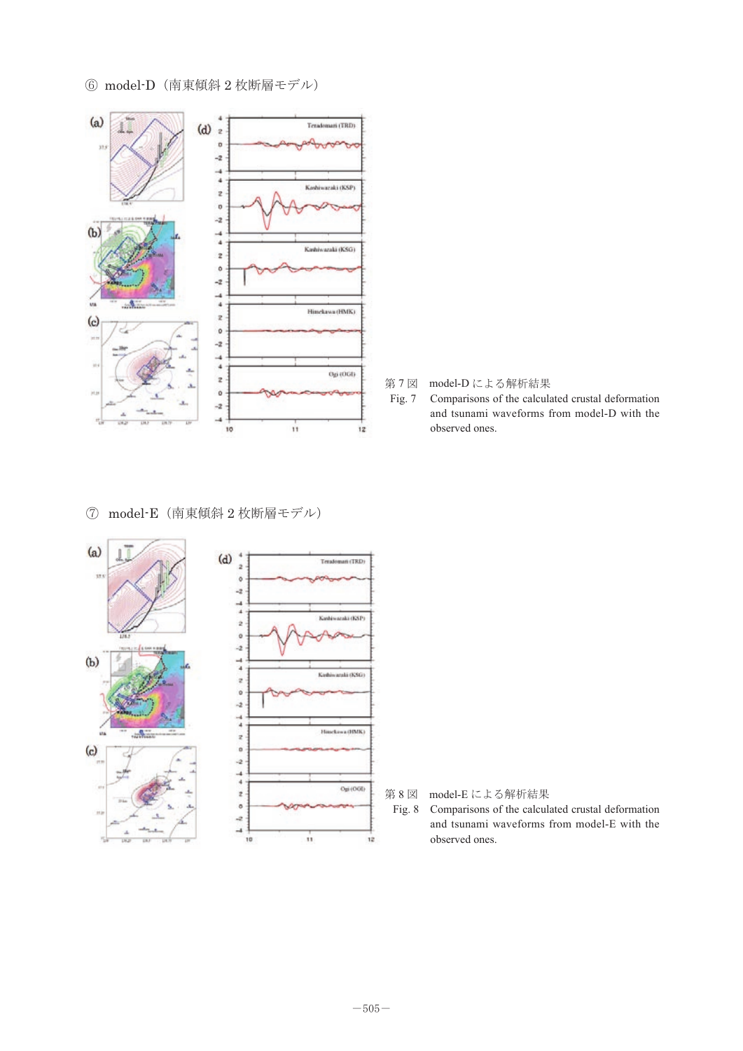⑥ model-D（南東傾斜 2 枚断層モデル）

(a)

(b)

(c)

(d)

Teradomari (TRD)

Kashiwazaki (KSP)

Kashiwazaki (KSG)

Himekawa (HMK)

Ogi (OGI)

4
2
0
-2
-4

10
11
12

第 7 図　model-D による解析結果

Fig. 7　Comparisons of the calculated crustal deformation and tsunami waveforms from model-D with the observed ones.

⑦ model-E（南東傾斜 2 枚断層モデル）

(a)

(b)

(c)

(d)

Teradomari (TRD)

Kashiwazaki (KSP)

Kashiwazaki (KSG)

Himekawa (HMK)

Ogi (OGI)

4
2
0
-2
-4

10
11
12

第 8 図　model-E による解析結果

Fig. 8　Comparisons of the calculated crustal deformation and tsunami waveforms from model-E with the observed ones.